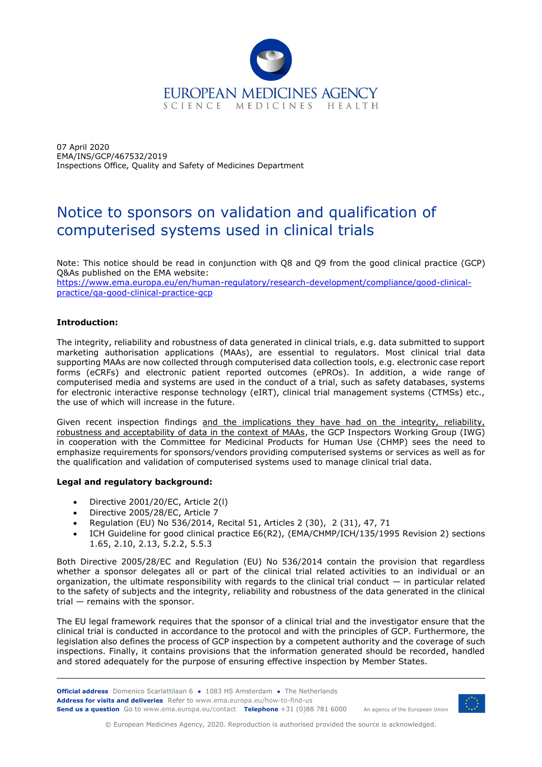07 April 2020
EMA/INS/GCP/467532/2019
Inspections Office, Quality and Safety of Medicines Department

# Notice to sponsors on validation and qualification of computerised systems used in clinical trials

Note: This notice should be read in conjunction with Q8 and Q9 from the good clinical practice (GCP) Q&As published on the EMA website:
https://www.ema.europa.eu/en/human-regulatory/research-development/compliance/good-clinical-practice/qa-good-clinical-practice-gcp

**Introduction:**

The integrity, reliability and robustness of data generated in clinical trials, e.g. data submitted to support marketing authorisation applications (MAAs), are essential to regulators. Most clinical trial data supporting MAAs are now collected through computerised data collection tools, e.g. electronic case report forms (eCRFs) and electronic patient reported outcomes (ePROs). In addition, a wide range of computerised media and systems are used in the conduct of a trial, such as safety databases, systems for electronic interactive response technology (eIRT), clinical trial management systems (CTMSs) etc., the use of which will increase in the future.

Given recent inspection findings and the implications they have had on the integrity, reliability, robustness and acceptability of data in the context of MAAs, the GCP Inspectors Working Group (IWG) in cooperation with the Committee for Medicinal Products for Human Use (CHMP) sees the need to emphasize requirements for sponsors/vendors providing computerised systems or services as well as for the qualification and validation of computerised systems used to manage clinical trial data.

**Legal and regulatory background:**

- Directive 2001/20/EC, Article 2(l)
- Directive 2005/28/EC, Article 7
- Regulation (EU) No 536/2014, Recital 51, Articles 2 (30), 2 (31), 47, 71
- ICH Guideline for good clinical practice E6(R2), (EMA/CHMP/ICH/135/1995 Revision 2) sections 1.65, 2.10, 2.13, 5.2.2, 5.5.3

Both Directive 2005/28/EC and Regulation (EU) No 536/2014 contain the provision that regardless whether a sponsor delegates all or part of the clinical trial related activities to an individual or an organization, the ultimate responsibility with regards to the clinical trial conduct — in particular related to the safety of subjects and the integrity, reliability and robustness of the data generated in the clinical trial — remains with the sponsor.

The EU legal framework requires that the sponsor of a clinical trial and the investigator ensure that the clinical trial is conducted in accordance to the protocol and with the principles of GCP. Furthermore, the legislation also defines the process of GCP inspection by a competent authority and the coverage of such inspections. Finally, it contains provisions that the information generated should be recorded, handled and stored adequately for the purpose of ensuring effective inspection by Member States.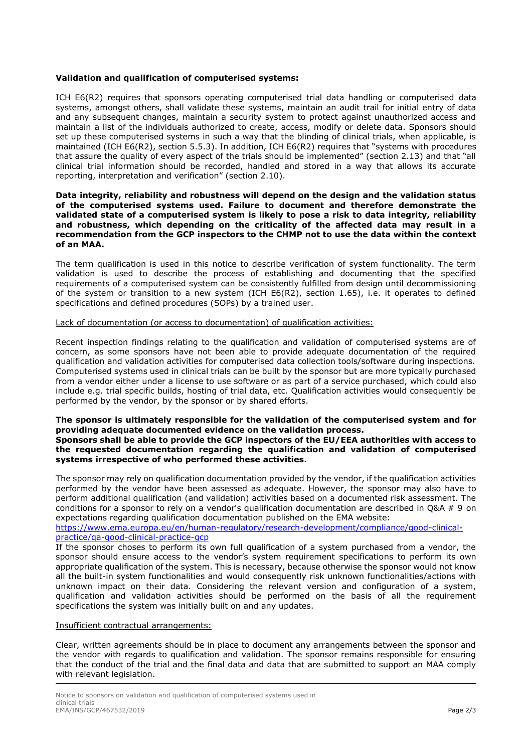**Validation and qualification of computerised systems:**

ICH E6(R2) requires that sponsors operating computerised trial data handling or computerised data systems, amongst others, shall validate these systems, maintain an audit trail for initial entry of data and any subsequent changes, maintain a security system to protect against unauthorized access and maintain a list of the individuals authorized to create, access, modify or delete data. Sponsors should set up these computerised systems in such a way that the blinding of clinical trials, when applicable, is maintained (ICH E6(R2), section 5.5.3). In addition, ICH E6(R2) requires that "systems with procedures that assure the quality of every aspect of the trials should be implemented" (section 2.13) and that "all clinical trial information should be recorded, handled and stored in a way that allows its accurate reporting, interpretation and verification" (section 2.10).

**Data integrity, reliability and robustness will depend on the design and the validation status of the computerised systems used. Failure to document and therefore demonstrate the validated state of a computerised system is likely to pose a risk to data integrity, reliability and robustness, which depending on the criticality of the affected data may result in a recommendation from the GCP inspectors to the CHMP not to use the data within the context of an MAA.**

The term qualification is used in this notice to describe verification of system functionality. The term validation is used to describe the process of establishing and documenting that the specified requirements of a computerised system can be consistently fulfilled from design until decommissioning of the system or transition to a new system (ICH E6(R2), section 1.65), i.e. it operates to defined specifications and defined procedures (SOPs) by a trained user.

Lack of documentation (or access to documentation) of qualification activities:

Recent inspection findings relating to the qualification and validation of computerised systems are of concern, as some sponsors have not been able to provide adequate documentation of the required qualification and validation activities for computerised data collection tools/software during inspections. Computerised systems used in clinical trials can be built by the sponsor but are more typically purchased from a vendor either under a license to use software or as part of a service purchased, which could also include e.g. trial specific builds, hosting of trial data, etc. Qualification activities would consequently be performed by the vendor, by the sponsor or by shared efforts.

**The sponsor is ultimately responsible for the validation of the computerised system and for providing adequate documented evidence on the validation process.**
**Sponsors shall be able to provide the GCP inspectors of the EU/EEA authorities with access to the requested documentation regarding the qualification and validation of computerised systems irrespective of who performed these activities.**

The sponsor may rely on qualification documentation provided by the vendor, if the qualification activities performed by the vendor have been assessed as adequate. However, the sponsor may also have to perform additional qualification (and validation) activities based on a documented risk assessment. The conditions for a sponsor to rely on a vendor's qualification documentation are described in Q&A # 9 on expectations regarding qualification documentation published on the EMA website:
https://www.ema.europa.eu/en/human-regulatory/research-development/compliance/good-clinical-practice/qa-good-clinical-practice-gcp
If the sponsor choses to perform its own full qualification of a system purchased from a vendor, the sponsor should ensure access to the vendor's system requirement specifications to perform its own appropriate qualification of the system. This is necessary, because otherwise the sponsor would not know all the built-in system functionalities and would consequently risk unknown functionalities/actions with unknown impact on their data. Considering the relevant version and configuration of a system, qualification and validation activities should be performed on the basis of all the requirement specifications the system was initially built on and any updates.

Insufficient contractual arrangements:

Clear, written agreements should be in place to document any arrangements between the sponsor and the vendor with regards to qualification and validation. The sponsor remains responsible for ensuring that the conduct of the trial and the final data and data that are submitted to support an MAA comply with relevant legislation.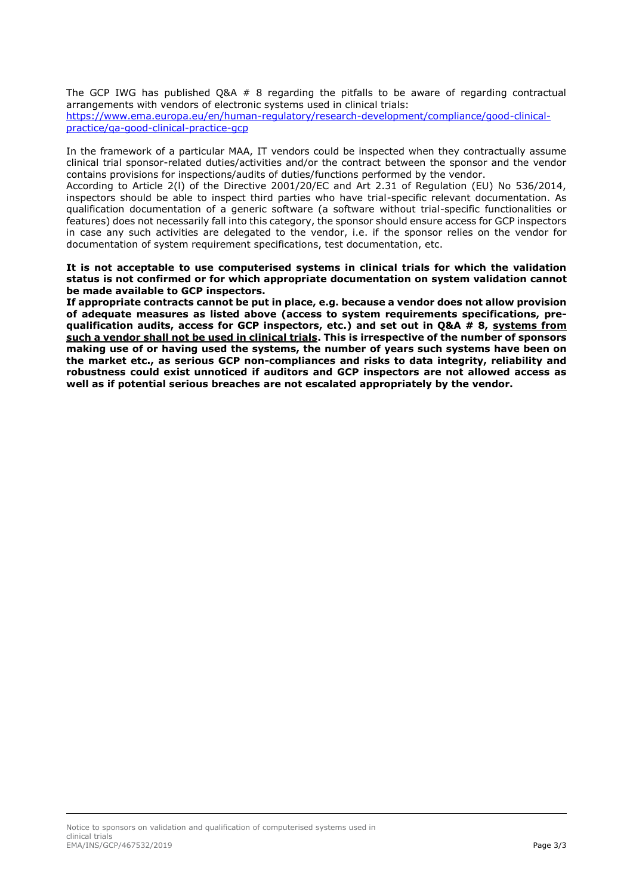The GCP IWG has published Q&A # 8 regarding the pitfalls to be aware of regarding contractual arrangements with vendors of electronic systems used in clinical trials:
[https://www.ema.europa.eu/en/human-regulatory/research-development/compliance/good-clinical-practice/qa-good-clinical-practice-gcp](https://www.ema.europa.eu/en/human-regulatory/research-development/compliance/good-clinical-practice/qa-good-clinical-practice-gcp)

In the framework of a particular MAA, IT vendors could be inspected when they contractually assume clinical trial sponsor-related duties/activities and/or the contract between the sponsor and the vendor contains provisions for inspections/audits of duties/functions performed by the vendor.
According to Article 2(l) of the Directive 2001/20/EC and Art 2.31 of Regulation (EU) No 536/2014, inspectors should be able to inspect third parties who have trial-specific relevant documentation. As qualification documentation of a generic software (a software without trial-specific functionalities or features) does not necessarily fall into this category, the sponsor should ensure access for GCP inspectors in case any such activities are delegated to the vendor, i.e. if the sponsor relies on the vendor for documentation of system requirement specifications, test documentation, etc.

**It is not acceptable to use computerised systems in clinical trials for which the validation status is not confirmed or for which appropriate documentation on system validation cannot be made available to GCP inspectors.**
**If appropriate contracts cannot be put in place, e.g. because a vendor does not allow provision of adequate measures as listed above (access to system requirements specifications, pre-qualification audits, access for GCP inspectors, etc.) and set out in Q&A # 8, <u>systems from such a vendor shall not be used in clinical trials</u>. This is irrespective of the number of sponsors making use of or having used the systems, the number of years such systems have been on the market etc., as serious GCP non-compliances and risks to data integrity, reliability and robustness could exist unnoticed if auditors and GCP inspectors are not allowed access as well as if potential serious breaches are not escalated appropriately by the vendor.**